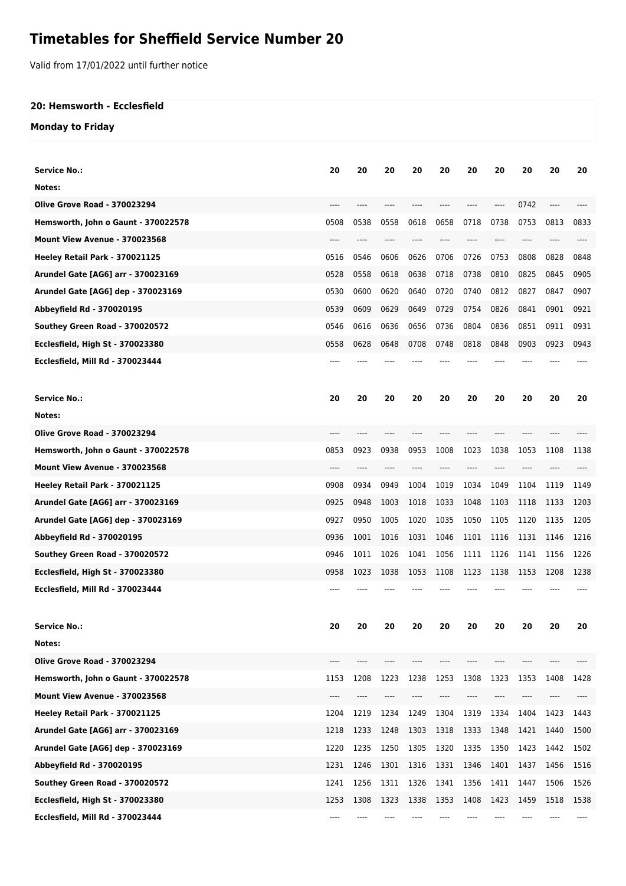# Timetables for Sheffield Service Number 20

Valid from 17/01/2022 until further notice

**20: Hemsworth - Ecclesfield**

**Monday to Friday**

| Service No.: | 20 | 20 | 20 | 20 | 20 | 20 | 20 | 20 | 20 | 20 |
|---|---|---|---|---|---|---|---|---|---|---|
| Notes: | | | | | | | | | | |
| Olive Grove Road - 370023294 | ---- | ---- | ---- | ---- | ---- | ---- | ---- | 0742 | ---- | ---- |
| Hemsworth, John o Gaunt - 370022578 | 0508 | 0538 | 0558 | 0618 | 0658 | 0718 | 0738 | 0753 | 0813 | 0833 |
| Mount View Avenue - 370023568 | ---- | ---- | ---- | ---- | ---- | ---- | ---- | ---- | ---- | ---- |
| Heeley Retail Park - 370021125 | 0516 | 0546 | 0606 | 0626 | 0706 | 0726 | 0753 | 0808 | 0828 | 0848 |
| Arundel Gate [AG6] arr - 370023169 | 0528 | 0558 | 0618 | 0638 | 0718 | 0738 | 0810 | 0825 | 0845 | 0905 |
| Arundel Gate [AG6] dep - 370023169 | 0530 | 0600 | 0620 | 0640 | 0720 | 0740 | 0812 | 0827 | 0847 | 0907 |
| Abbeyfield Rd - 370020195 | 0539 | 0609 | 0629 | 0649 | 0729 | 0754 | 0826 | 0841 | 0901 | 0921 |
| Southey Green Road - 370020572 | 0546 | 0616 | 0636 | 0656 | 0736 | 0804 | 0836 | 0851 | 0911 | 0931 |
| Ecclesfield, High St - 370023380 | 0558 | 0628 | 0648 | 0708 | 0748 | 0818 | 0848 | 0903 | 0923 | 0943 |
| Ecclesfield, Mill Rd - 370023444 | ---- | ---- | ---- | ---- | ---- | ---- | ---- | ---- | ---- | ---- |

| Service No.: | 20 | 20 | 20 | 20 | 20 | 20 | 20 | 20 | 20 | 20 |
|---|---|---|---|---|---|---|---|---|---|---|
| Notes: | | | | | | | | | | |
| Olive Grove Road - 370023294 | ---- | ---- | ---- | ---- | ---- | ---- | ---- | ---- | ---- | ---- |
| Hemsworth, John o Gaunt - 370022578 | 0853 | 0923 | 0938 | 0953 | 1008 | 1023 | 1038 | 1053 | 1108 | 1138 |
| Mount View Avenue - 370023568 | ---- | ---- | ---- | ---- | ---- | ---- | ---- | ---- | ---- | ---- |
| Heeley Retail Park - 370021125 | 0908 | 0934 | 0949 | 1004 | 1019 | 1034 | 1049 | 1104 | 1119 | 1149 |
| Arundel Gate [AG6] arr - 370023169 | 0925 | 0948 | 1003 | 1018 | 1033 | 1048 | 1103 | 1118 | 1133 | 1203 |
| Arundel Gate [AG6] dep - 370023169 | 0927 | 0950 | 1005 | 1020 | 1035 | 1050 | 1105 | 1120 | 1135 | 1205 |
| Abbeyfield Rd - 370020195 | 0936 | 1001 | 1016 | 1031 | 1046 | 1101 | 1116 | 1131 | 1146 | 1216 |
| Southey Green Road - 370020572 | 0946 | 1011 | 1026 | 1041 | 1056 | 1111 | 1126 | 1141 | 1156 | 1226 |
| Ecclesfield, High St - 370023380 | 0958 | 1023 | 1038 | 1053 | 1108 | 1123 | 1138 | 1153 | 1208 | 1238 |
| Ecclesfield, Mill Rd - 370023444 | ---- | ---- | ---- | ---- | ---- | ---- | ---- | ---- | ---- | ---- |

| Service No.: | 20 | 20 | 20 | 20 | 20 | 20 | 20 | 20 | 20 | 20 |
|---|---|---|---|---|---|---|---|---|---|---|
| Notes: | | | | | | | | | | |
| Olive Grove Road - 370023294 | ---- | ---- | ---- | ---- | ---- | ---- | ---- | ---- | ---- | ---- |
| Hemsworth, John o Gaunt - 370022578 | 1153 | 1208 | 1223 | 1238 | 1253 | 1308 | 1323 | 1353 | 1408 | 1428 |
| Mount View Avenue - 370023568 | ---- | ---- | ---- | ---- | ---- | ---- | ---- | ---- | ---- | ---- |
| Heeley Retail Park - 370021125 | 1204 | 1219 | 1234 | 1249 | 1304 | 1319 | 1334 | 1404 | 1423 | 1443 |
| Arundel Gate [AG6] arr - 370023169 | 1218 | 1233 | 1248 | 1303 | 1318 | 1333 | 1348 | 1421 | 1440 | 1500 |
| Arundel Gate [AG6] dep - 370023169 | 1220 | 1235 | 1250 | 1305 | 1320 | 1335 | 1350 | 1423 | 1442 | 1502 |
| Abbeyfield Rd - 370020195 | 1231 | 1246 | 1301 | 1316 | 1331 | 1346 | 1401 | 1437 | 1456 | 1516 |
| Southey Green Road - 370020572 | 1241 | 1256 | 1311 | 1326 | 1341 | 1356 | 1411 | 1447 | 1506 | 1526 |
| Ecclesfield, High St - 370023380 | 1253 | 1308 | 1323 | 1338 | 1353 | 1408 | 1423 | 1459 | 1518 | 1538 |
| Ecclesfield, Mill Rd - 370023444 | ---- | ---- | ---- | ---- | ---- | ---- | ---- | ---- | ---- | ---- |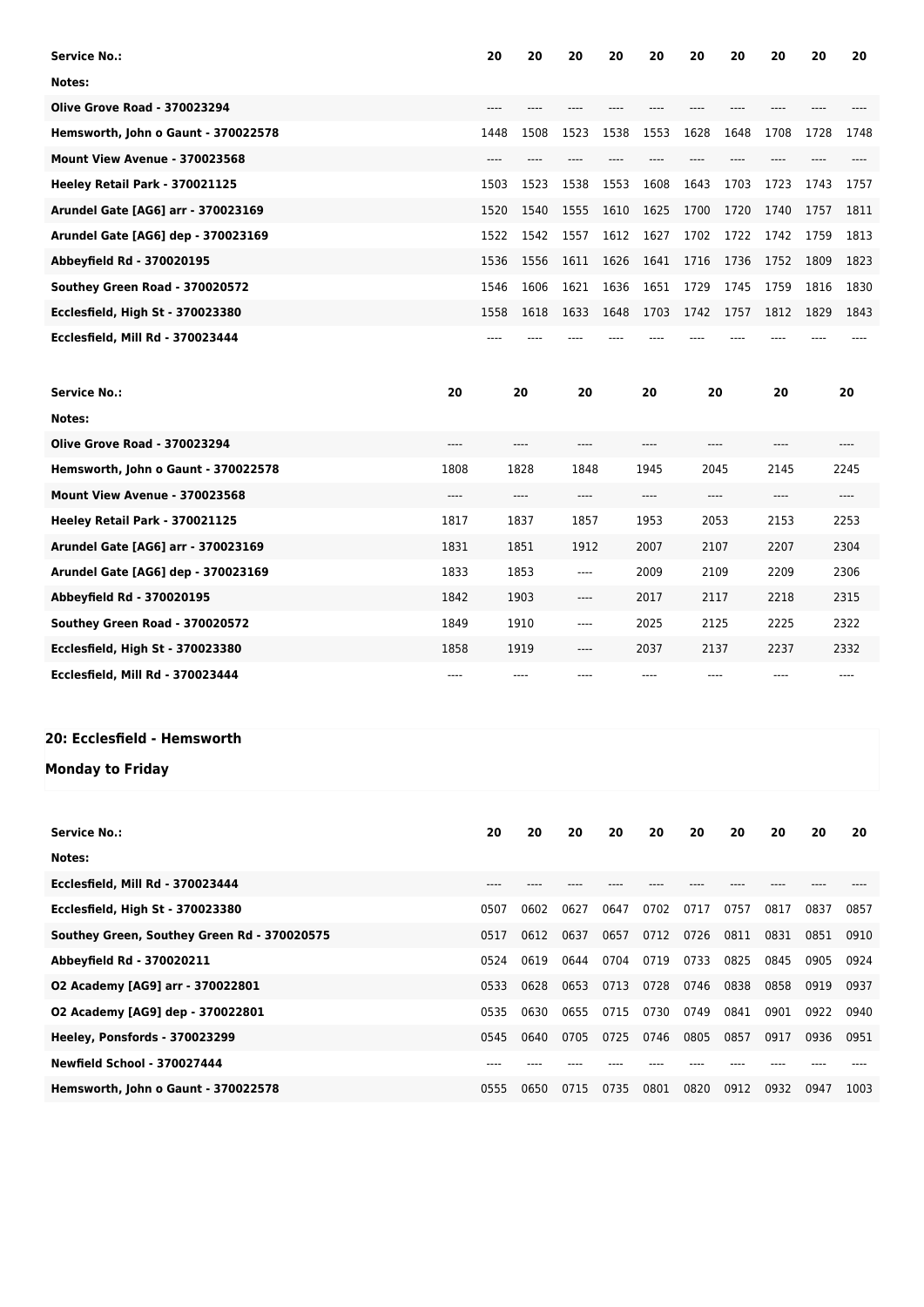| Service No.: | 20 | 20 | 20 | 20 | 20 | 20 | 20 | 20 | 20 | 20 |
|---|---|---|---|---|---|---|---|---|---|---|
| Notes: | | | | | | | | | | |
| Olive Grove Road - 370023294 | ---- | ---- | ---- | ---- | ---- | ---- | ---- | ---- | ---- | ---- |
| Hemsworth, John o Gaunt - 370022578 | 1448 | 1508 | 1523 | 1538 | 1553 | 1628 | 1648 | 1708 | 1728 | 1748 |
| Mount View Avenue - 370023568 | ---- | ---- | ---- | ---- | ---- | ---- | ---- | ---- | ---- | ---- |
| Heeley Retail Park - 370021125 | 1503 | 1523 | 1538 | 1553 | 1608 | 1643 | 1703 | 1723 | 1743 | 1757 |
| Arundel Gate [AG6] arr - 370023169 | 1520 | 1540 | 1555 | 1610 | 1625 | 1700 | 1720 | 1740 | 1757 | 1811 |
| Arundel Gate [AG6] dep - 370023169 | 1522 | 1542 | 1557 | 1612 | 1627 | 1702 | 1722 | 1742 | 1759 | 1813 |
| Abbeyfield Rd - 370020195 | 1536 | 1556 | 1611 | 1626 | 1641 | 1716 | 1736 | 1752 | 1809 | 1823 |
| Southey Green Road - 370020572 | 1546 | 1606 | 1621 | 1636 | 1651 | 1729 | 1745 | 1759 | 1816 | 1830 |
| Ecclesfield, High St - 370023380 | 1558 | 1618 | 1633 | 1648 | 1703 | 1742 | 1757 | 1812 | 1829 | 1843 |
| Ecclesfield, Mill Rd - 370023444 | ---- | ---- | ---- | ---- | ---- | ---- | ---- | ---- | ---- | ---- |

| Service No.: | 20 | 20 | 20 | 20 | 20 | 20 | 20 |
|---|---|---|---|---|---|---|---|
| Notes: | | | | | | | |
| Olive Grove Road - 370023294 | ---- | ---- | ---- | ---- | ---- | ---- | ---- |
| Hemsworth, John o Gaunt - 370022578 | 1808 | 1828 | 1848 | 1945 | 2045 | 2145 | 2245 |
| Mount View Avenue - 370023568 | ---- | ---- | ---- | ---- | ---- | ---- | ---- |
| Heeley Retail Park - 370021125 | 1817 | 1837 | 1857 | 1953 | 2053 | 2153 | 2253 |
| Arundel Gate [AG6] arr - 370023169 | 1831 | 1851 | 1912 | 2007 | 2107 | 2207 | 2304 |
| Arundel Gate [AG6] dep - 370023169 | 1833 | 1853 | ---- | 2009 | 2109 | 2209 | 2306 |
| Abbeyfield Rd - 370020195 | 1842 | 1903 | ---- | 2017 | 2117 | 2218 | 2315 |
| Southey Green Road - 370020572 | 1849 | 1910 | ---- | 2025 | 2125 | 2225 | 2322 |
| Ecclesfield, High St - 370023380 | 1858 | 1919 | ---- | 2037 | 2137 | 2237 | 2332 |
| Ecclesfield, Mill Rd - 370023444 | ---- | ---- | ---- | ---- | ---- | ---- | ---- |

## 20: Ecclesfield - Hemsworth

### Monday to Friday

| Service No.: | 20 | 20 | 20 | 20 | 20 | 20 | 20 | 20 | 20 | 20 |
|---|---|---|---|---|---|---|---|---|---|---|
| Notes: | | | | | | | | | | |
| Ecclesfield, Mill Rd - 370023444 | ---- | ---- | ---- | ---- | ---- | ---- | ---- | ---- | ---- | ---- |
| Ecclesfield, High St - 370023380 | 0507 | 0602 | 0627 | 0647 | 0702 | 0717 | 0757 | 0817 | 0837 | 0857 |
| Southey Green, Southey Green Rd - 370020575 | 0517 | 0612 | 0637 | 0657 | 0712 | 0726 | 0811 | 0831 | 0851 | 0910 |
| Abbeyfield Rd - 370020211 | 0524 | 0619 | 0644 | 0704 | 0719 | 0733 | 0825 | 0845 | 0905 | 0924 |
| O2 Academy [AG9] arr - 370022801 | 0533 | 0628 | 0653 | 0713 | 0728 | 0746 | 0838 | 0858 | 0919 | 0937 |
| O2 Academy [AG9] dep - 370022801 | 0535 | 0630 | 0655 | 0715 | 0730 | 0749 | 0841 | 0901 | 0922 | 0940 |
| Heeley, Ponsfords - 370023299 | 0545 | 0640 | 0705 | 0725 | 0746 | 0805 | 0857 | 0917 | 0936 | 0951 |
| Newfield School - 370027444 | ---- | ---- | ---- | ---- | ---- | ---- | ---- | ---- | ---- | ---- |
| Hemsworth, John o Gaunt - 370022578 | 0555 | 0650 | 0715 | 0735 | 0801 | 0820 | 0912 | 0932 | 0947 | 1003 |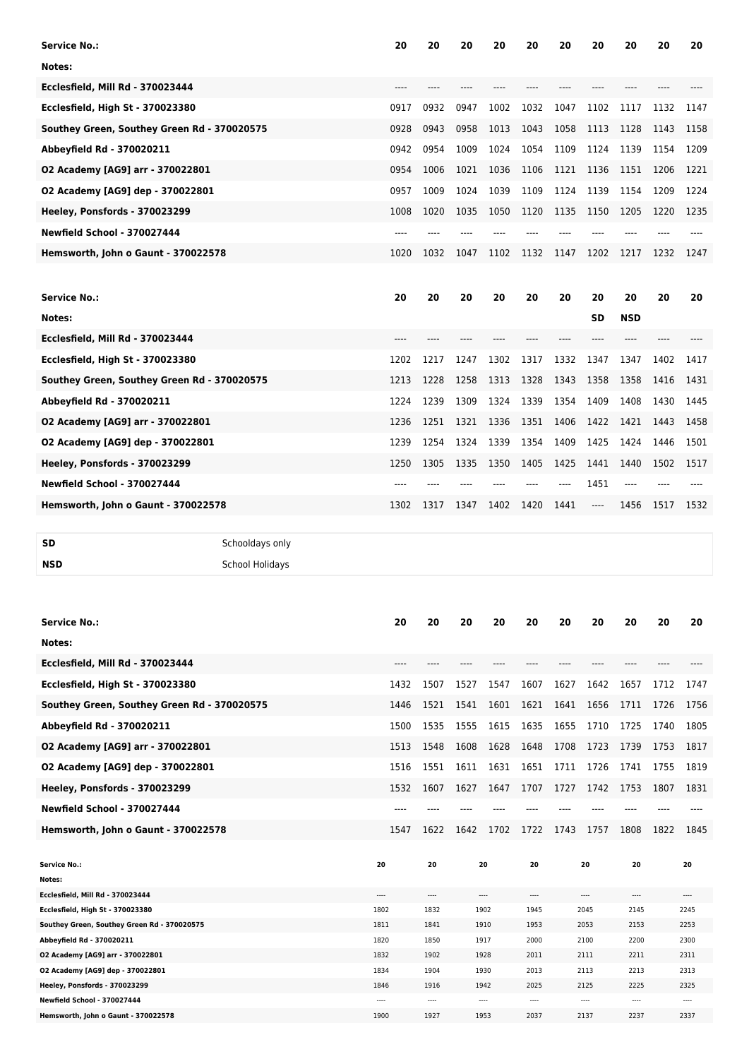| Service No.: | 20 | 20 | 20 | 20 | 20 | 20 | 20 | 20 | 20 | 20 |
|---|---|---|---|---|---|---|---|---|---|---|
| Notes: | | | | | | | | | | |
| Ecclesfield, Mill Rd - 370023444 | ---- | ---- | ---- | ---- | ---- | ---- | ---- | ---- | ---- | ---- |
| Ecclesfield, High St - 370023380 | 0917 | 0932 | 0947 | 1002 | 1032 | 1047 | 1102 | 1117 | 1132 | 1147 |
| Southey Green, Southey Green Rd - 370020575 | 0928 | 0943 | 0958 | 1013 | 1043 | 1058 | 1113 | 1128 | 1143 | 1158 |
| Abbeyfield Rd - 370020211 | 0942 | 0954 | 1009 | 1024 | 1054 | 1109 | 1124 | 1139 | 1154 | 1209 |
| O2 Academy [AG9] arr - 370022801 | 0954 | 1006 | 1021 | 1036 | 1106 | 1121 | 1136 | 1151 | 1206 | 1221 |
| O2 Academy [AG9] dep - 370022801 | 0957 | 1009 | 1024 | 1039 | 1109 | 1124 | 1139 | 1154 | 1209 | 1224 |
| Heeley, Ponsfords - 370023299 | 1008 | 1020 | 1035 | 1050 | 1120 | 1135 | 1150 | 1205 | 1220 | 1235 |
| Newfield School - 370027444 | ---- | ---- | ---- | ---- | ---- | ---- | ---- | ---- | ---- | ---- |
| Hemsworth, John o Gaunt - 370022578 | 1020 | 1032 | 1047 | 1102 | 1132 | 1147 | 1202 | 1217 | 1232 | 1247 |

| Service No.: | 20 | 20 | 20 | 20 | 20 | 20 | 20 | 20 | 20 | 20 |
|---|---|---|---|---|---|---|---|---|---|---|
| Notes: | | | | | | | SD | NSD | | |
| Ecclesfield, Mill Rd - 370023444 | ---- | ---- | ---- | ---- | ---- | ---- | ---- | ---- | ---- | ---- |
| Ecclesfield, High St - 370023380 | 1202 | 1217 | 1247 | 1302 | 1317 | 1332 | 1347 | 1347 | 1402 | 1417 |
| Southey Green, Southey Green Rd - 370020575 | 1213 | 1228 | 1258 | 1313 | 1328 | 1343 | 1358 | 1358 | 1416 | 1431 |
| Abbeyfield Rd - 370020211 | 1224 | 1239 | 1309 | 1324 | 1339 | 1354 | 1409 | 1408 | 1430 | 1445 |
| O2 Academy [AG9] arr - 370022801 | 1236 | 1251 | 1321 | 1336 | 1351 | 1406 | 1422 | 1421 | 1443 | 1458 |
| O2 Academy [AG9] dep - 370022801 | 1239 | 1254 | 1324 | 1339 | 1354 | 1409 | 1425 | 1424 | 1446 | 1501 |
| Heeley, Ponsfords - 370023299 | 1250 | 1305 | 1335 | 1350 | 1405 | 1425 | 1441 | 1440 | 1502 | 1517 |
| Newfield School - 370027444 | ---- | ---- | ---- | ---- | ---- | ---- | 1451 | ---- | ---- | ---- |
| Hemsworth, John o Gaunt - 370022578 | 1302 | 1317 | 1347 | 1402 | 1420 | 1441 | ---- | 1456 | 1517 | 1532 |

| | |
|---|---|
| SD | Schooldays only |
| NSD | School Holidays |

| Service No.: | 20 | 20 | 20 | 20 | 20 | 20 | 20 | 20 | 20 | 20 |
|---|---|---|---|---|---|---|---|---|---|---|
| Notes: | | | | | | | | | | |
| Ecclesfield, Mill Rd - 370023444 | ---- | ---- | ---- | ---- | ---- | ---- | ---- | ---- | ---- | ---- |
| Ecclesfield, High St - 370023380 | 1432 | 1507 | 1527 | 1547 | 1607 | 1627 | 1642 | 1657 | 1712 | 1747 |
| Southey Green, Southey Green Rd - 370020575 | 1446 | 1521 | 1541 | 1601 | 1621 | 1641 | 1656 | 1711 | 1726 | 1756 |
| Abbeyfield Rd - 370020211 | 1500 | 1535 | 1555 | 1615 | 1635 | 1655 | 1710 | 1725 | 1740 | 1805 |
| O2 Academy [AG9] arr - 370022801 | 1513 | 1548 | 1608 | 1628 | 1648 | 1708 | 1723 | 1739 | 1753 | 1817 |
| O2 Academy [AG9] dep - 370022801 | 1516 | 1551 | 1611 | 1631 | 1651 | 1711 | 1726 | 1741 | 1755 | 1819 |
| Heeley, Ponsfords - 370023299 | 1532 | 1607 | 1627 | 1647 | 1707 | 1727 | 1742 | 1753 | 1807 | 1831 |
| Newfield School - 370027444 | ---- | ---- | ---- | ---- | ---- | ---- | ---- | ---- | ---- | ---- |
| Hemsworth, John o Gaunt - 370022578 | 1547 | 1622 | 1642 | 1702 | 1722 | 1743 | 1757 | 1808 | 1822 | 1845 |

| Service No.: | 20 | 20 | 20 | 20 | 20 | 20 | 20 |
|---|---|---|---|---|---|---|---|
| Notes: | | | | | | | |
| Ecclesfield, Mill Rd - 370023444 | ---- | ---- | ---- | ---- | ---- | ---- | ---- |
| Ecclesfield, High St - 370023380 | 1802 | 1832 | 1902 | 1945 | 2045 | 2145 | 2245 |
| Southey Green, Southey Green Rd - 370020575 | 1811 | 1841 | 1910 | 1953 | 2053 | 2153 | 2253 |
| Abbeyfield Rd - 370020211 | 1820 | 1850 | 1917 | 2000 | 2100 | 2200 | 2300 |
| O2 Academy [AG9] arr - 370022801 | 1832 | 1902 | 1928 | 2011 | 2111 | 2211 | 2311 |
| O2 Academy [AG9] dep - 370022801 | 1834 | 1904 | 1930 | 2013 | 2113 | 2213 | 2313 |
| Heeley, Ponsfords - 370023299 | 1846 | 1916 | 1942 | 2025 | 2125 | 2225 | 2325 |
| Newfield School - 370027444 | ---- | ---- | ---- | ---- | ---- | ---- | ---- |
| Hemsworth, John o Gaunt - 370022578 | 1900 | 1927 | 1953 | 2037 | 2137 | 2237 | 2337 |